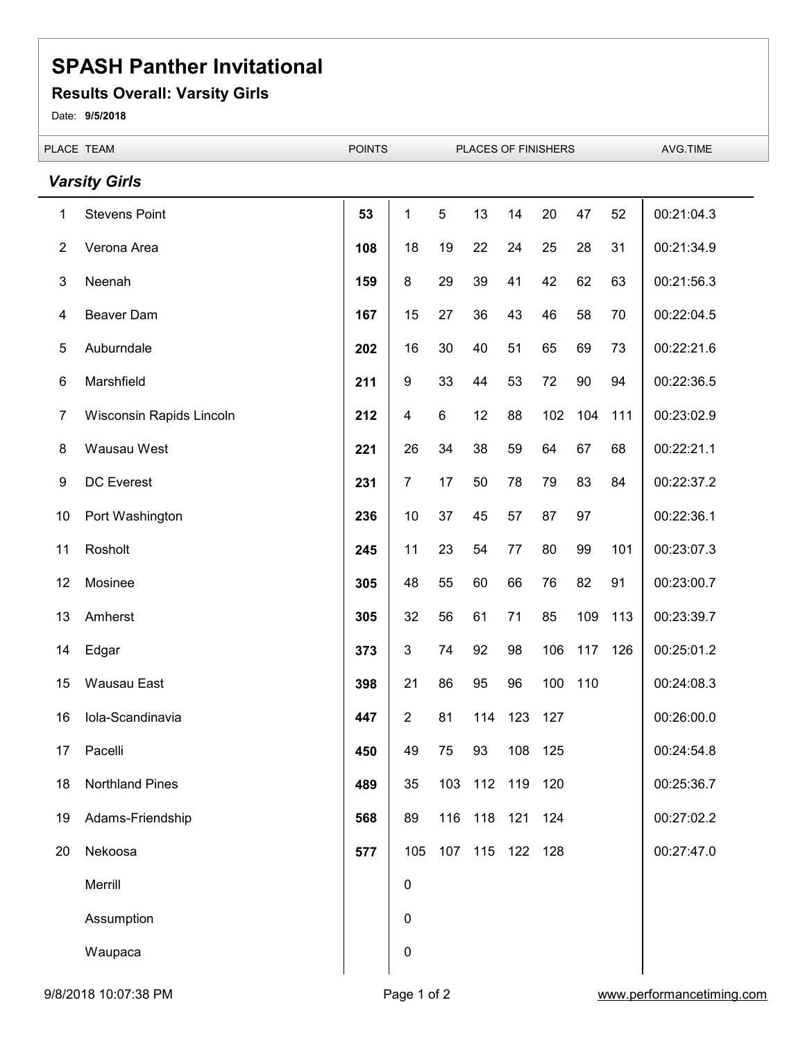# SPASH Panther Invitational

## Results Overall: Varsity Girls

Date: **9/5/2018**

### *Varsity Girls*

| PLACE | TEAM | POINTS | PLACES OF FINISHERS | | | | | | | AVG.TIME |
|---|---|---|---|---|---|---|---|---|---|---|
| 1 | Stevens Point | **53** | 1 | 5 | 13 | 14 | 20 | 47 | 52 | 00:21:04.3 |
| 2 | Verona Area | **108** | 18 | 19 | 22 | 24 | 25 | 28 | 31 | 00:21:34.9 |
| 3 | Neenah | **159** | 8 | 29 | 39 | 41 | 42 | 62 | 63 | 00:21:56.3 |
| 4 | Beaver Dam | **167** | 15 | 27 | 36 | 43 | 46 | 58 | 70 | 00:22:04.5 |
| 5 | Auburndale | **202** | 16 | 30 | 40 | 51 | 65 | 69 | 73 | 00:22:21.6 |
| 6 | Marshfield | **211** | 9 | 33 | 44 | 53 | 72 | 90 | 94 | 00:22:36.5 |
| 7 | Wisconsin Rapids Lincoln | **212** | 4 | 6 | 12 | 88 | 102 | 104 | 111 | 00:23:02.9 |
| 8 | Wausau West | **221** | 26 | 34 | 38 | 59 | 64 | 67 | 68 | 00:22:21.1 |
| 9 | DC Everest | **231** | 7 | 17 | 50 | 78 | 79 | 83 | 84 | 00:22:37.2 |
| 10 | Port Washington | **236** | 10 | 37 | 45 | 57 | 87 | 97 | | 00:22:36.1 |
| 11 | Rosholt | **245** | 11 | 23 | 54 | 77 | 80 | 99 | 101 | 00:23:07.3 |
| 12 | Mosinee | **305** | 48 | 55 | 60 | 66 | 76 | 82 | 91 | 00:23:00.7 |
| 13 | Amherst | **305** | 32 | 56 | 61 | 71 | 85 | 109 | 113 | 00:23:39.7 |
| 14 | Edgar | **373** | 3 | 74 | 92 | 98 | 106 | 117 | 126 | 00:25:01.2 |
| 15 | Wausau East | **398** | 21 | 86 | 95 | 96 | 100 | 110 | | 00:24:08.3 |
| 16 | Iola-Scandinavia | **447** | 2 | 81 | 114 | 123 | 127 | | | 00:26:00.0 |
| 17 | Pacelli | **450** | 49 | 75 | 93 | 108 | 125 | | | 00:24:54.8 |
| 18 | Northland Pines | **489** | 35 | 103 | 112 | 119 | 120 | | | 00:25:36.7 |
| 19 | Adams-Friendship | **568** | 89 | 116 | 118 | 121 | 124 | | | 00:27:02.2 |
| 20 | Nekoosa | **577** | 105 | 107 | 115 | 122 | 128 | | | 00:27:47.0 |
| | Merrill | | 0 | | | | | | | |
| | Assumption | | 0 | | | | | | | |
| | Waupaca | | 0 | | | | | | | |

9/8/2018 10:07:38 PM

www.performancetiming.com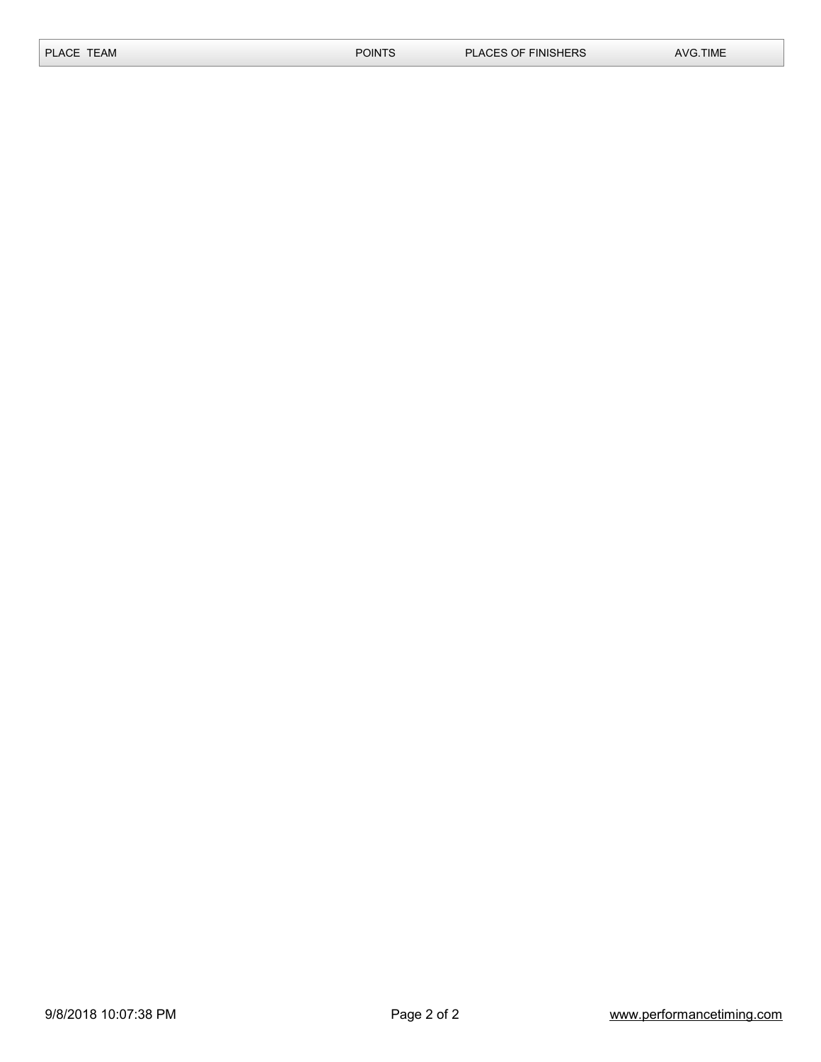| PLACE | TEAM | POINTS | PLACES OF FINISHERS | AVG.TIME |
| --- | --- | --- | --- | --- |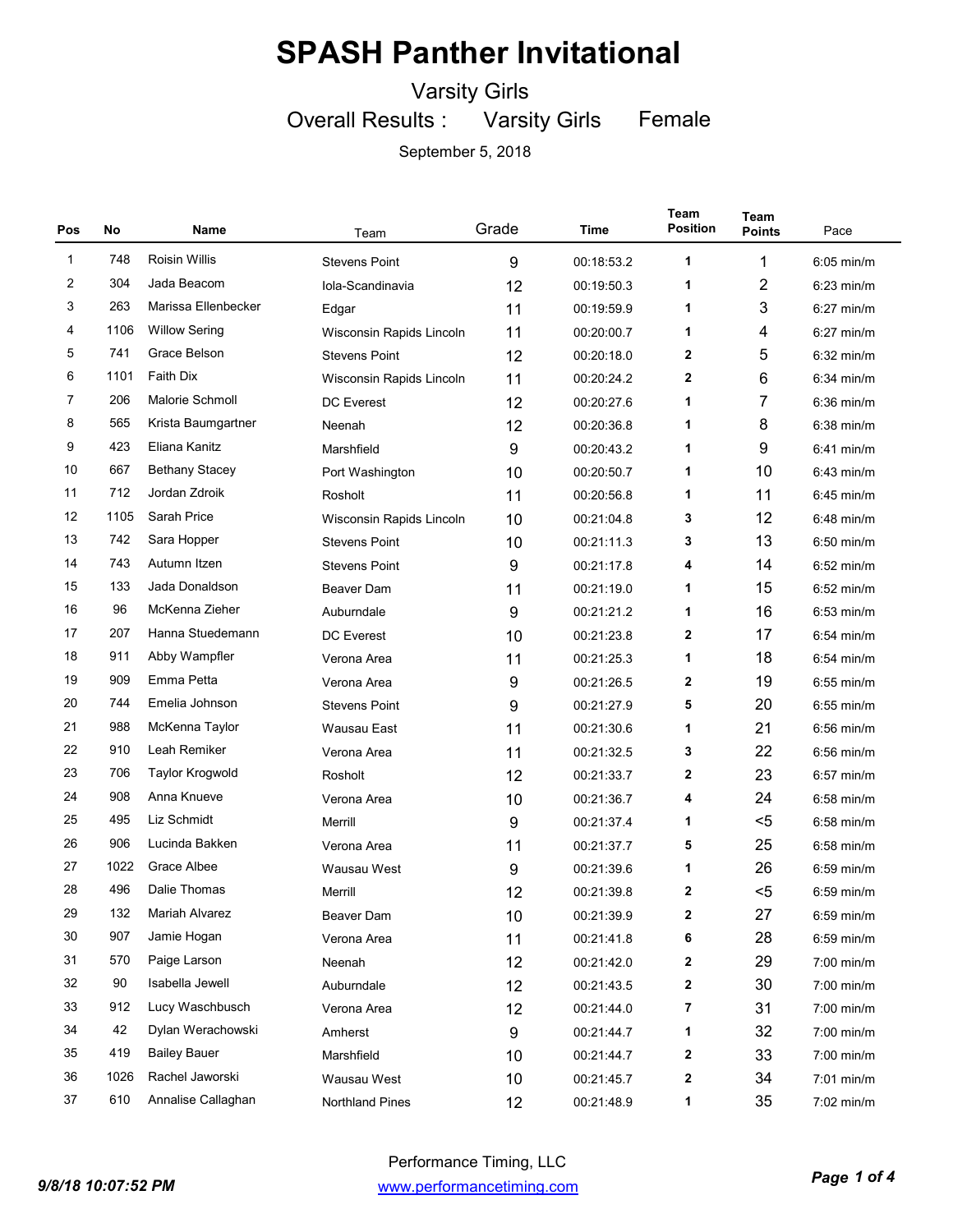# SPASH Panther Invitational

Varsity Girls

Overall Results : Varsity Girls Female

September 5, 2018

| Pos | No | Name | Team | Grade | Time | Team Position | Team Points | Pace |
|---|---|---|---|---|---|---|---|---|
| 1 | 748 | Roisin Willis | Stevens Point | 9 | 00:18:53.2 | 1 | 1 | 6:05 min/m |
| 2 | 304 | Jada Beacom | Iola-Scandinavia | 12 | 00:19:50.3 | 1 | 2 | 6:23 min/m |
| 3 | 263 | Marissa Ellenbecker | Edgar | 11 | 00:19:59.9 | 1 | 3 | 6:27 min/m |
| 4 | 1106 | Willow Sering | Wisconsin Rapids Lincoln | 11 | 00:20:00.7 | 1 | 4 | 6:27 min/m |
| 5 | 741 | Grace Belson | Stevens Point | 12 | 00:20:18.0 | 2 | 5 | 6:32 min/m |
| 6 | 1101 | Faith Dix | Wisconsin Rapids Lincoln | 11 | 00:20:24.2 | 2 | 6 | 6:34 min/m |
| 7 | 206 | Malorie Schmoll | DC Everest | 12 | 00:20:27.6 | 1 | 7 | 6:36 min/m |
| 8 | 565 | Krista Baumgartner | Neenah | 12 | 00:20:36.8 | 1 | 8 | 6:38 min/m |
| 9 | 423 | Eliana Kanitz | Marshfield | 9 | 00:20:43.2 | 1 | 9 | 6:41 min/m |
| 10 | 667 | Bethany Stacey | Port Washington | 10 | 00:20:50.7 | 1 | 10 | 6:43 min/m |
| 11 | 712 | Jordan Zdroik | Rosholt | 11 | 00:20:56.8 | 1 | 11 | 6:45 min/m |
| 12 | 1105 | Sarah Price | Wisconsin Rapids Lincoln | 10 | 00:21:04.8 | 3 | 12 | 6:48 min/m |
| 13 | 742 | Sara Hopper | Stevens Point | 10 | 00:21:11.3 | 3 | 13 | 6:50 min/m |
| 14 | 743 | Autumn Itzen | Stevens Point | 9 | 00:21:17.8 | 4 | 14 | 6:52 min/m |
| 15 | 133 | Jada Donaldson | Beaver Dam | 11 | 00:21:19.0 | 1 | 15 | 6:52 min/m |
| 16 | 96 | McKenna Zieher | Auburndale | 9 | 00:21:21.2 | 1 | 16 | 6:53 min/m |
| 17 | 207 | Hanna Stuedemann | DC Everest | 10 | 00:21:23.8 | 2 | 17 | 6:54 min/m |
| 18 | 911 | Abby Wampfler | Verona Area | 11 | 00:21:25.3 | 1 | 18 | 6:54 min/m |
| 19 | 909 | Emma Petta | Verona Area | 9 | 00:21:26.5 | 2 | 19 | 6:55 min/m |
| 20 | 744 | Emelia Johnson | Stevens Point | 9 | 00:21:27.9 | 5 | 20 | 6:55 min/m |
| 21 | 988 | McKenna Taylor | Wausau East | 11 | 00:21:30.6 | 1 | 21 | 6:56 min/m |
| 22 | 910 | Leah Remiker | Verona Area | 11 | 00:21:32.5 | 3 | 22 | 6:56 min/m |
| 23 | 706 | Taylor Krogwold | Rosholt | 12 | 00:21:33.7 | 2 | 23 | 6:57 min/m |
| 24 | 908 | Anna Knueve | Verona Area | 10 | 00:21:36.7 | 4 | 24 | 6:58 min/m |
| 25 | 495 | Liz Schmidt | Merrill | 9 | 00:21:37.4 | 1 | <5 | 6:58 min/m |
| 26 | 906 | Lucinda Bakken | Verona Area | 11 | 00:21:37.7 | 5 | 25 | 6:58 min/m |
| 27 | 1022 | Grace Albee | Wausau West | 9 | 00:21:39.6 | 1 | 26 | 6:59 min/m |
| 28 | 496 | Dalie Thomas | Merrill | 12 | 00:21:39.8 | 2 | <5 | 6:59 min/m |
| 29 | 132 | Mariah Alvarez | Beaver Dam | 10 | 00:21:39.9 | 2 | 27 | 6:59 min/m |
| 30 | 907 | Jamie Hogan | Verona Area | 11 | 00:21:41.8 | 6 | 28 | 6:59 min/m |
| 31 | 570 | Paige Larson | Neenah | 12 | 00:21:42.0 | 2 | 29 | 7:00 min/m |
| 32 | 90 | Isabella Jewell | Auburndale | 12 | 00:21:43.5 | 2 | 30 | 7:00 min/m |
| 33 | 912 | Lucy Waschbusch | Verona Area | 12 | 00:21:44.0 | 7 | 31 | 7:00 min/m |
| 34 | 42 | Dylan Werachowski | Amherst | 9 | 00:21:44.7 | 1 | 32 | 7:00 min/m |
| 35 | 419 | Bailey Bauer | Marshfield | 10 | 00:21:44.7 | 2 | 33 | 7:00 min/m |
| 36 | 1026 | Rachel Jaworski | Wausau West | 10 | 00:21:45.7 | 2 | 34 | 7:01 min/m |
| 37 | 610 | Annalise Callaghan | Northland Pines | 12 | 00:21:48.9 | 1 | 35 | 7:02 min/m |

Performance Timing, LLC

www.performancetiming.com

*9/8/18 10:07:52 PM*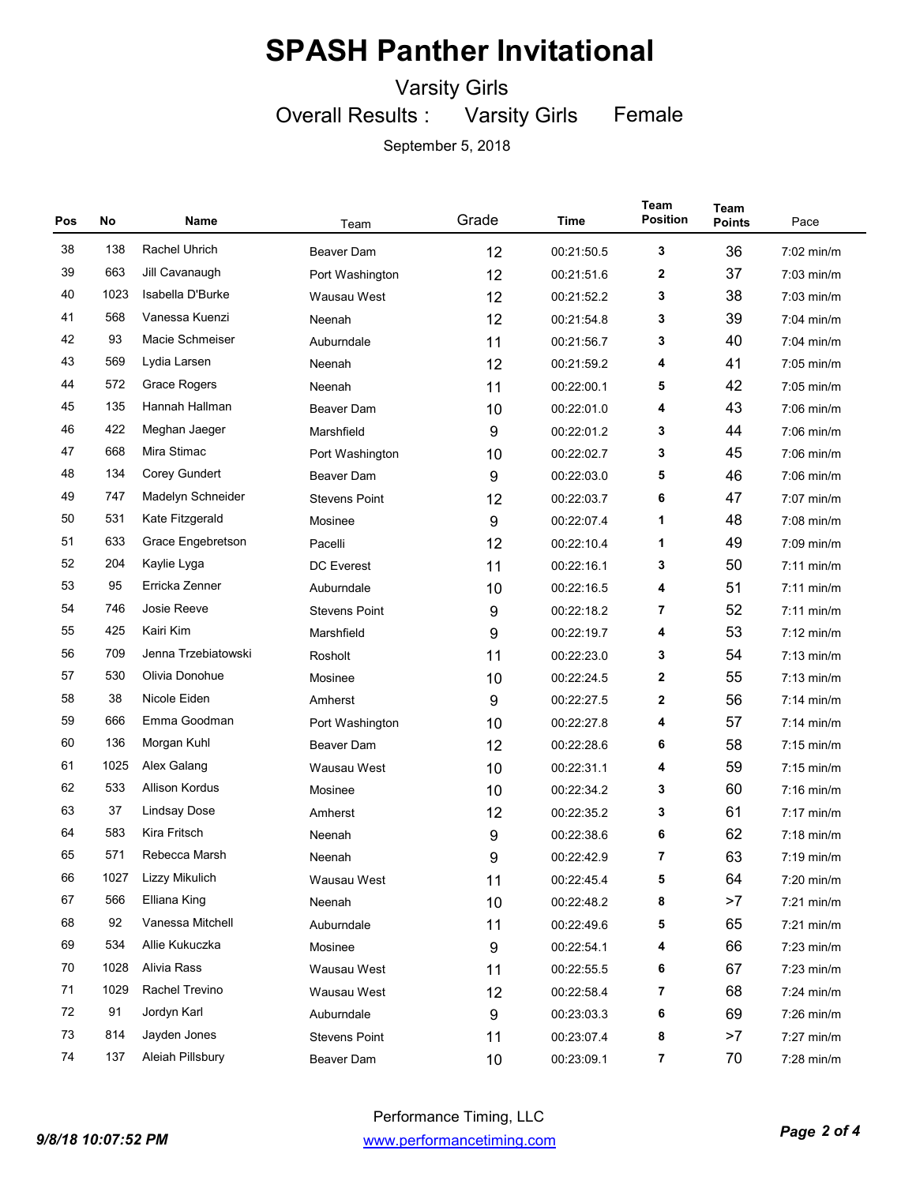# SPASH Panther Invitational

Varsity Girls

Overall Results : Varsity Girls Female

September 5, 2018

| Pos | No | Name | Team | Grade | Time | Team Position | Team Points | Pace |
|---|---|---|---|---|---|---|---|---|
| 38 | 138 | Rachel Uhrich | Beaver Dam | 12 | 00:21:50.5 | 3 | 36 | 7:02 min/m |
| 39 | 663 | Jill Cavanaugh | Port Washington | 12 | 00:21:51.6 | 2 | 37 | 7:03 min/m |
| 40 | 1023 | Isabella D'Burke | Wausau West | 12 | 00:21:52.2 | 3 | 38 | 7:03 min/m |
| 41 | 568 | Vanessa Kuenzi | Neenah | 12 | 00:21:54.8 | 3 | 39 | 7:04 min/m |
| 42 | 93 | Macie Schmeiser | Auburndale | 11 | 00:21:56.7 | 3 | 40 | 7:04 min/m |
| 43 | 569 | Lydia Larsen | Neenah | 12 | 00:21:59.2 | 4 | 41 | 7:05 min/m |
| 44 | 572 | Grace Rogers | Neenah | 11 | 00:22:00.1 | 5 | 42 | 7:05 min/m |
| 45 | 135 | Hannah Hallman | Beaver Dam | 10 | 00:22:01.0 | 4 | 43 | 7:06 min/m |
| 46 | 422 | Meghan Jaeger | Marshfield | 9 | 00:22:01.2 | 3 | 44 | 7:06 min/m |
| 47 | 668 | Mira Stimac | Port Washington | 10 | 00:22:02.7 | 3 | 45 | 7:06 min/m |
| 48 | 134 | Corey Gundert | Beaver Dam | 9 | 00:22:03.0 | 5 | 46 | 7:06 min/m |
| 49 | 747 | Madelyn Schneider | Stevens Point | 12 | 00:22:03.7 | 6 | 47 | 7:07 min/m |
| 50 | 531 | Kate Fitzgerald | Mosinee | 9 | 00:22:07.4 | 1 | 48 | 7:08 min/m |
| 51 | 633 | Grace Engebretson | Pacelli | 12 | 00:22:10.4 | 1 | 49 | 7:09 min/m |
| 52 | 204 | Kaylie Lyga | DC Everest | 11 | 00:22:16.1 | 3 | 50 | 7:11 min/m |
| 53 | 95 | Erricka Zenner | Auburndale | 10 | 00:22:16.5 | 4 | 51 | 7:11 min/m |
| 54 | 746 | Josie Reeve | Stevens Point | 9 | 00:22:18.2 | 7 | 52 | 7:11 min/m |
| 55 | 425 | Kairi Kim | Marshfield | 9 | 00:22:19.7 | 4 | 53 | 7:12 min/m |
| 56 | 709 | Jenna Trzebiatowski | Rosholt | 11 | 00:22:23.0 | 3 | 54 | 7:13 min/m |
| 57 | 530 | Olivia Donohue | Mosinee | 10 | 00:22:24.5 | 2 | 55 | 7:13 min/m |
| 58 | 38 | Nicole Eiden | Amherst | 9 | 00:22:27.5 | 2 | 56 | 7:14 min/m |
| 59 | 666 | Emma Goodman | Port Washington | 10 | 00:22:27.8 | 4 | 57 | 7:14 min/m |
| 60 | 136 | Morgan Kuhl | Beaver Dam | 12 | 00:22:28.6 | 6 | 58 | 7:15 min/m |
| 61 | 1025 | Alex Galang | Wausau West | 10 | 00:22:31.1 | 4 | 59 | 7:15 min/m |
| 62 | 533 | Allison Kordus | Mosinee | 10 | 00:22:34.2 | 3 | 60 | 7:16 min/m |
| 63 | 37 | Lindsay Dose | Amherst | 12 | 00:22:35.2 | 3 | 61 | 7:17 min/m |
| 64 | 583 | Kira Fritsch | Neenah | 9 | 00:22:38.6 | 6 | 62 | 7:18 min/m |
| 65 | 571 | Rebecca Marsh | Neenah | 9 | 00:22:42.9 | 7 | 63 | 7:19 min/m |
| 66 | 1027 | Lizzy Mikulich | Wausau West | 11 | 00:22:45.4 | 5 | 64 | 7:20 min/m |
| 67 | 566 | Elliana King | Neenah | 10 | 00:22:48.2 | 8 | >7 | 7:21 min/m |
| 68 | 92 | Vanessa Mitchell | Auburndale | 11 | 00:22:49.6 | 5 | 65 | 7:21 min/m |
| 69 | 534 | Allie Kukuczka | Mosinee | 9 | 00:22:54.1 | 4 | 66 | 7:23 min/m |
| 70 | 1028 | Alivia Rass | Wausau West | 11 | 00:22:55.5 | 6 | 67 | 7:23 min/m |
| 71 | 1029 | Rachel Trevino | Wausau West | 12 | 00:22:58.4 | 7 | 68 | 7:24 min/m |
| 72 | 91 | Jordyn Karl | Auburndale | 9 | 00:23:03.3 | 6 | 69 | 7:26 min/m |
| 73 | 814 | Jayden Jones | Stevens Point | 11 | 00:23:07.4 | 8 | >7 | 7:27 min/m |
| 74 | 137 | Aleiah Pillsbury | Beaver Dam | 10 | 00:23:09.1 | 7 | 70 | 7:28 min/m |

Performance Timing, LLC

www.performancetiming.com

*9/8/18 10:07:52 PM*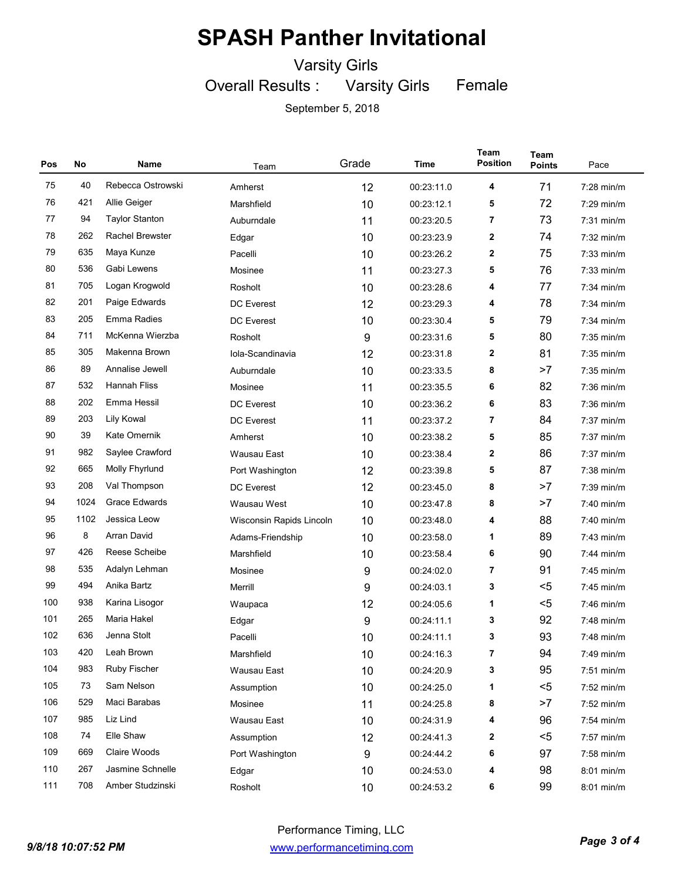# SPASH Panther Invitational

Varsity Girls

Overall Results : Varsity Girls Female

September 5, 2018

| Pos | No | Name | Team | Grade | Time | Team Position | Team Points | Pace |
|---|---|---|---|---|---|---|---|---|
| 75 | 40 | Rebecca Ostrowski | Amherst | 12 | 00:23:11.0 | 4 | 71 | 7:28 min/m |
| 76 | 421 | Allie Geiger | Marshfield | 10 | 00:23:12.1 | 5 | 72 | 7:29 min/m |
| 77 | 94 | Taylor Stanton | Auburndale | 11 | 00:23:20.5 | 7 | 73 | 7:31 min/m |
| 78 | 262 | Rachel Brewster | Edgar | 10 | 00:23:23.9 | 2 | 74 | 7:32 min/m |
| 79 | 635 | Maya Kunze | Pacelli | 10 | 00:23:26.2 | 2 | 75 | 7:33 min/m |
| 80 | 536 | Gabi Lewens | Mosinee | 11 | 00:23:27.3 | 5 | 76 | 7:33 min/m |
| 81 | 705 | Logan Krogwold | Rosholt | 10 | 00:23:28.6 | 4 | 77 | 7:34 min/m |
| 82 | 201 | Paige Edwards | DC Everest | 12 | 00:23:29.3 | 4 | 78 | 7:34 min/m |
| 83 | 205 | Emma Radies | DC Everest | 10 | 00:23:30.4 | 5 | 79 | 7:34 min/m |
| 84 | 711 | McKenna Wierzba | Rosholt | 9 | 00:23:31.6 | 5 | 80 | 7:35 min/m |
| 85 | 305 | Makenna Brown | Iola-Scandinavia | 12 | 00:23:31.8 | 2 | 81 | 7:35 min/m |
| 86 | 89 | Annalise Jewell | Auburndale | 10 | 00:23:33.5 | 8 | >7 | 7:35 min/m |
| 87 | 532 | Hannah Fliss | Mosinee | 11 | 00:23:35.5 | 6 | 82 | 7:36 min/m |
| 88 | 202 | Emma Hessil | DC Everest | 10 | 00:23:36.2 | 6 | 83 | 7:36 min/m |
| 89 | 203 | Lily Kowal | DC Everest | 11 | 00:23:37.2 | 7 | 84 | 7:37 min/m |
| 90 | 39 | Kate Omernik | Amherst | 10 | 00:23:38.2 | 5 | 85 | 7:37 min/m |
| 91 | 982 | Saylee Crawford | Wausau East | 10 | 00:23:38.4 | 2 | 86 | 7:37 min/m |
| 92 | 665 | Molly Fhyrlund | Port Washington | 12 | 00:23:39.8 | 5 | 87 | 7:38 min/m |
| 93 | 208 | Val Thompson | DC Everest | 12 | 00:23:45.0 | 8 | >7 | 7:39 min/m |
| 94 | 1024 | Grace Edwards | Wausau West | 10 | 00:23:47.8 | 8 | >7 | 7:40 min/m |
| 95 | 1102 | Jessica Leow | Wisconsin Rapids Lincoln | 10 | 00:23:48.0 | 4 | 88 | 7:40 min/m |
| 96 | 8 | Arran David | Adams-Friendship | 10 | 00:23:58.0 | 1 | 89 | 7:43 min/m |
| 97 | 426 | Reese Scheibe | Marshfield | 10 | 00:23:58.4 | 6 | 90 | 7:44 min/m |
| 98 | 535 | Adalyn Lehman | Mosinee | 9 | 00:24:02.0 | 7 | 91 | 7:45 min/m |
| 99 | 494 | Anika Bartz | Merrill | 9 | 00:24:03.1 | 3 | <5 | 7:45 min/m |
| 100 | 938 | Karina Lisogor | Waupaca | 12 | 00:24:05.6 | 1 | <5 | 7:46 min/m |
| 101 | 265 | Maria Hakel | Edgar | 9 | 00:24:11.1 | 3 | 92 | 7:48 min/m |
| 102 | 636 | Jenna Stolt | Pacelli | 10 | 00:24:11.1 | 3 | 93 | 7:48 min/m |
| 103 | 420 | Leah Brown | Marshfield | 10 | 00:24:16.3 | 7 | 94 | 7:49 min/m |
| 104 | 983 | Ruby Fischer | Wausau East | 10 | 00:24:20.9 | 3 | 95 | 7:51 min/m |
| 105 | 73 | Sam Nelson | Assumption | 10 | 00:24:25.0 | 1 | <5 | 7:52 min/m |
| 106 | 529 | Maci Barabas | Mosinee | 11 | 00:24:25.8 | 8 | >7 | 7:52 min/m |
| 107 | 985 | Liz Lind | Wausau East | 10 | 00:24:31.9 | 4 | 96 | 7:54 min/m |
| 108 | 74 | Elle Shaw | Assumption | 12 | 00:24:41.3 | 2 | <5 | 7:57 min/m |
| 109 | 669 | Claire Woods | Port Washington | 9 | 00:24:44.2 | 6 | 97 | 7:58 min/m |
| 110 | 267 | Jasmine Schnelle | Edgar | 10 | 00:24:53.0 | 4 | 98 | 8:01 min/m |
| 111 | 708 | Amber Studzinski | Rosholt | 10 | 00:24:53.2 | 6 | 99 | 8:01 min/m |

Performance Timing, LLC
www.performancetiming.com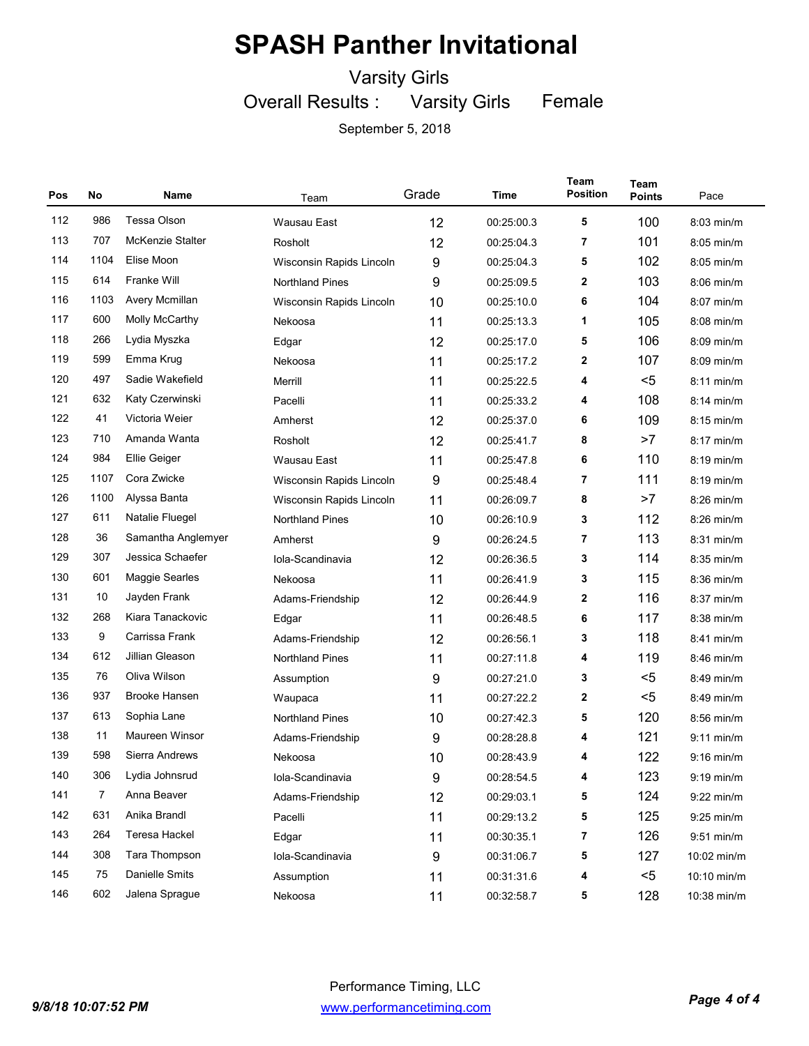# SPASH Panther Invitational

## Varsity Girls

### Overall Results : Varsity Girls Female

September 5, 2018

| Pos | No | Name | Team | Grade | Time | Team Position | Team Points | Pace |
|---|---|---|---|---|---|---|---|---|
| 112 | 986 | Tessa Olson | Wausau East | 12 | 00:25:00.3 | 5 | 100 | 8:03 min/m |
| 113 | 707 | McKenzie Stalter | Rosholt | 12 | 00:25:04.3 | 7 | 101 | 8:05 min/m |
| 114 | 1104 | Elise Moon | Wisconsin Rapids Lincoln | 9 | 00:25:04.3 | 5 | 102 | 8:05 min/m |
| 115 | 614 | Franke Will | Northland Pines | 9 | 00:25:09.5 | 2 | 103 | 8:06 min/m |
| 116 | 1103 | Avery Mcmillan | Wisconsin Rapids Lincoln | 10 | 00:25:10.0 | 6 | 104 | 8:07 min/m |
| 117 | 600 | Molly McCarthy | Nekoosa | 11 | 00:25:13.3 | 1 | 105 | 8:08 min/m |
| 118 | 266 | Lydia Myszka | Edgar | 12 | 00:25:17.0 | 5 | 106 | 8:09 min/m |
| 119 | 599 | Emma Krug | Nekoosa | 11 | 00:25:17.2 | 2 | 107 | 8:09 min/m |
| 120 | 497 | Sadie Wakefield | Merrill | 11 | 00:25:22.5 | 4 | <5 | 8:11 min/m |
| 121 | 632 | Katy Czerwinski | Pacelli | 11 | 00:25:33.2 | 4 | 108 | 8:14 min/m |
| 122 | 41 | Victoria Weier | Amherst | 12 | 00:25:37.0 | 6 | 109 | 8:15 min/m |
| 123 | 710 | Amanda Wanta | Rosholt | 12 | 00:25:41.7 | 8 | >7 | 8:17 min/m |
| 124 | 984 | Ellie Geiger | Wausau East | 11 | 00:25:47.8 | 6 | 110 | 8:19 min/m |
| 125 | 1107 | Cora Zwicke | Wisconsin Rapids Lincoln | 9 | 00:25:48.4 | 7 | 111 | 8:19 min/m |
| 126 | 1100 | Alyssa Banta | Wisconsin Rapids Lincoln | 11 | 00:26:09.7 | 8 | >7 | 8:26 min/m |
| 127 | 611 | Natalie Fluegel | Northland Pines | 10 | 00:26:10.9 | 3 | 112 | 8:26 min/m |
| 128 | 36 | Samantha Anglemyer | Amherst | 9 | 00:26:24.5 | 7 | 113 | 8:31 min/m |
| 129 | 307 | Jessica Schaefer | Iola-Scandinavia | 12 | 00:26:36.5 | 3 | 114 | 8:35 min/m |
| 130 | 601 | Maggie Searles | Nekoosa | 11 | 00:26:41.9 | 3 | 115 | 8:36 min/m |
| 131 | 10 | Jayden Frank | Adams-Friendship | 12 | 00:26:44.9 | 2 | 116 | 8:37 min/m |
| 132 | 268 | Kiara Tanackovic | Edgar | 11 | 00:26:48.5 | 6 | 117 | 8:38 min/m |
| 133 | 9 | Carrissa Frank | Adams-Friendship | 12 | 00:26:56.1 | 3 | 118 | 8:41 min/m |
| 134 | 612 | Jillian Gleason | Northland Pines | 11 | 00:27:11.8 | 4 | 119 | 8:46 min/m |
| 135 | 76 | Oliva Wilson | Assumption | 9 | 00:27:21.0 | 3 | <5 | 8:49 min/m |
| 136 | 937 | Brooke Hansen | Waupaca | 11 | 00:27:22.2 | 2 | <5 | 8:49 min/m |
| 137 | 613 | Sophia Lane | Northland Pines | 10 | 00:27:42.3 | 5 | 120 | 8:56 min/m |
| 138 | 11 | Maureen Winsor | Adams-Friendship | 9 | 00:28:28.8 | 4 | 121 | 9:11 min/m |
| 139 | 598 | Sierra Andrews | Nekoosa | 10 | 00:28:43.9 | 4 | 122 | 9:16 min/m |
| 140 | 306 | Lydia Johnsrud | Iola-Scandinavia | 9 | 00:28:54.5 | 4 | 123 | 9:19 min/m |
| 141 | 7 | Anna Beaver | Adams-Friendship | 12 | 00:29:03.1 | 5 | 124 | 9:22 min/m |
| 142 | 631 | Anika Brandl | Pacelli | 11 | 00:29:13.2 | 5 | 125 | 9:25 min/m |
| 143 | 264 | Teresa Hackel | Edgar | 11 | 00:30:35.1 | 7 | 126 | 9:51 min/m |
| 144 | 308 | Tara Thompson | Iola-Scandinavia | 9 | 00:31:06.7 | 5 | 127 | 10:02 min/m |
| 145 | 75 | Danielle Smits | Assumption | 11 | 00:31:31.6 | 4 | <5 | 10:10 min/m |
| 146 | 602 | Jalena Sprague | Nekoosa | 11 | 00:32:58.7 | 5 | 128 | 10:38 min/m |

9/8/18 10:07:52 PM

Performance Timing, LLC
www.performancetiming.com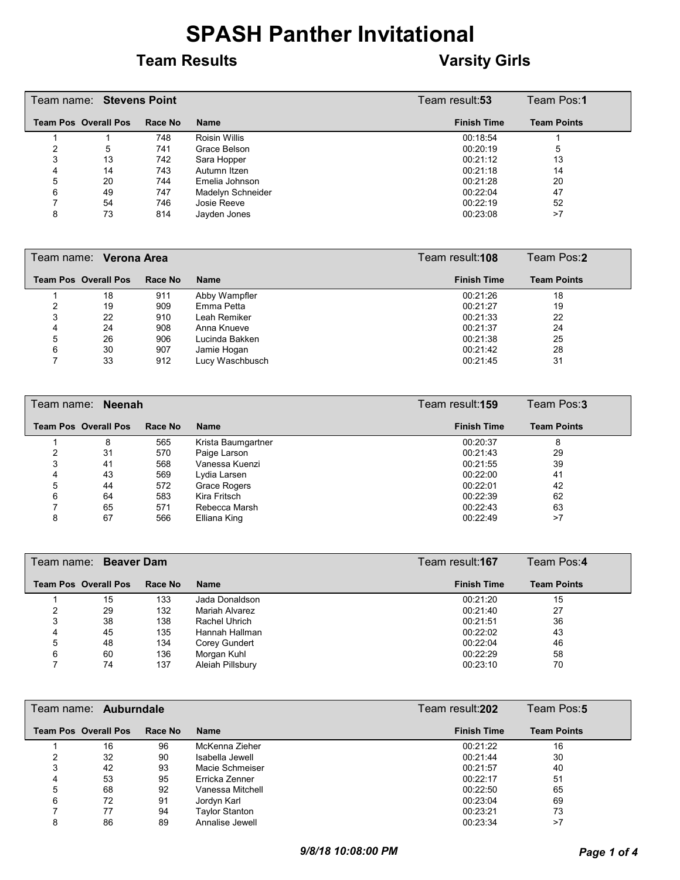# SPASH Panther Invitational

## Team Results — Varsity Girls

### Team name: **Stevens Point** — Team result: **53** — Team Pos: **1**

| Team Pos | Overall Pos | Race No | Name | Finish Time | Team Points |
|---|---|---|---|---|---|
| 1 | 1 | 748 | Roisin Willis | 00:18:54 | 1 |
| 2 | 5 | 741 | Grace Belson | 00:20:19 | 5 |
| 3 | 13 | 742 | Sara Hopper | 00:21:12 | 13 |
| 4 | 14 | 743 | Autumn Itzen | 00:21:18 | 14 |
| 5 | 20 | 744 | Emelia Johnson | 00:21:28 | 20 |
| 6 | 49 | 747 | Madelyn Schneider | 00:22:04 | 47 |
| 7 | 54 | 746 | Josie Reeve | 00:22:19 | 52 |
| 8 | 73 | 814 | Jayden Jones | 00:23:08 | >7 |

### Team name: **Verona Area** — Team result: **108** — Team Pos: **2**

| Team Pos | Overall Pos | Race No | Name | Finish Time | Team Points |
|---|---|---|---|---|---|
| 1 | 18 | 911 | Abby Wampfler | 00:21:26 | 18 |
| 2 | 19 | 909 | Emma Petta | 00:21:27 | 19 |
| 3 | 22 | 910 | Leah Remiker | 00:21:33 | 22 |
| 4 | 24 | 908 | Anna Knueve | 00:21:37 | 24 |
| 5 | 26 | 906 | Lucinda Bakken | 00:21:38 | 25 |
| 6 | 30 | 907 | Jamie Hogan | 00:21:42 | 28 |
| 7 | 33 | 912 | Lucy Waschbusch | 00:21:45 | 31 |

### Team name: **Neenah** — Team result: **159** — Team Pos: **3**

| Team Pos | Overall Pos | Race No | Name | Finish Time | Team Points |
|---|---|---|---|---|---|
| 1 | 8 | 565 | Krista Baumgartner | 00:20:37 | 8 |
| 2 | 31 | 570 | Paige Larson | 00:21:43 | 29 |
| 3 | 41 | 568 | Vanessa Kuenzi | 00:21:55 | 39 |
| 4 | 43 | 569 | Lydia Larsen | 00:22:00 | 41 |
| 5 | 44 | 572 | Grace Rogers | 00:22:01 | 42 |
| 6 | 64 | 583 | Kira Fritsch | 00:22:39 | 62 |
| 7 | 65 | 571 | Rebecca Marsh | 00:22:43 | 63 |
| 8 | 67 | 566 | Elliana King | 00:22:49 | >7 |

### Team name: **Beaver Dam** — Team result: **167** — Team Pos: **4**

| Team Pos | Overall Pos | Race No | Name | Finish Time | Team Points |
|---|---|---|---|---|---|
| 1 | 15 | 133 | Jada Donaldson | 00:21:20 | 15 |
| 2 | 29 | 132 | Mariah Alvarez | 00:21:40 | 27 |
| 3 | 38 | 138 | Rachel Uhrich | 00:21:51 | 36 |
| 4 | 45 | 135 | Hannah Hallman | 00:22:02 | 43 |
| 5 | 48 | 134 | Corey Gundert | 00:22:04 | 46 |
| 6 | 60 | 136 | Morgan Kuhl | 00:22:29 | 58 |
| 7 | 74 | 137 | Aleiah Pillsbury | 00:23:10 | 70 |

### Team name: **Auburndale** — Team result: **202** — Team Pos: **5**

| Team Pos | Overall Pos | Race No | Name | Finish Time | Team Points |
|---|---|---|---|---|---|
| 1 | 16 | 96 | McKenna Zieher | 00:21:22 | 16 |
| 2 | 32 | 90 | Isabella Jewell | 00:21:44 | 30 |
| 3 | 42 | 93 | Macie Schmeiser | 00:21:57 | 40 |
| 4 | 53 | 95 | Erricka Zenner | 00:22:17 | 51 |
| 5 | 68 | 92 | Vanessa Mitchell | 00:22:50 | 65 |
| 6 | 72 | 91 | Jordyn Karl | 00:23:04 | 69 |
| 7 | 77 | 94 | Taylor Stanton | 00:23:21 | 73 |
| 8 | 86 | 89 | Annalise Jewell | 00:23:34 | >7 |

*9/8/18 10:08:00 PM*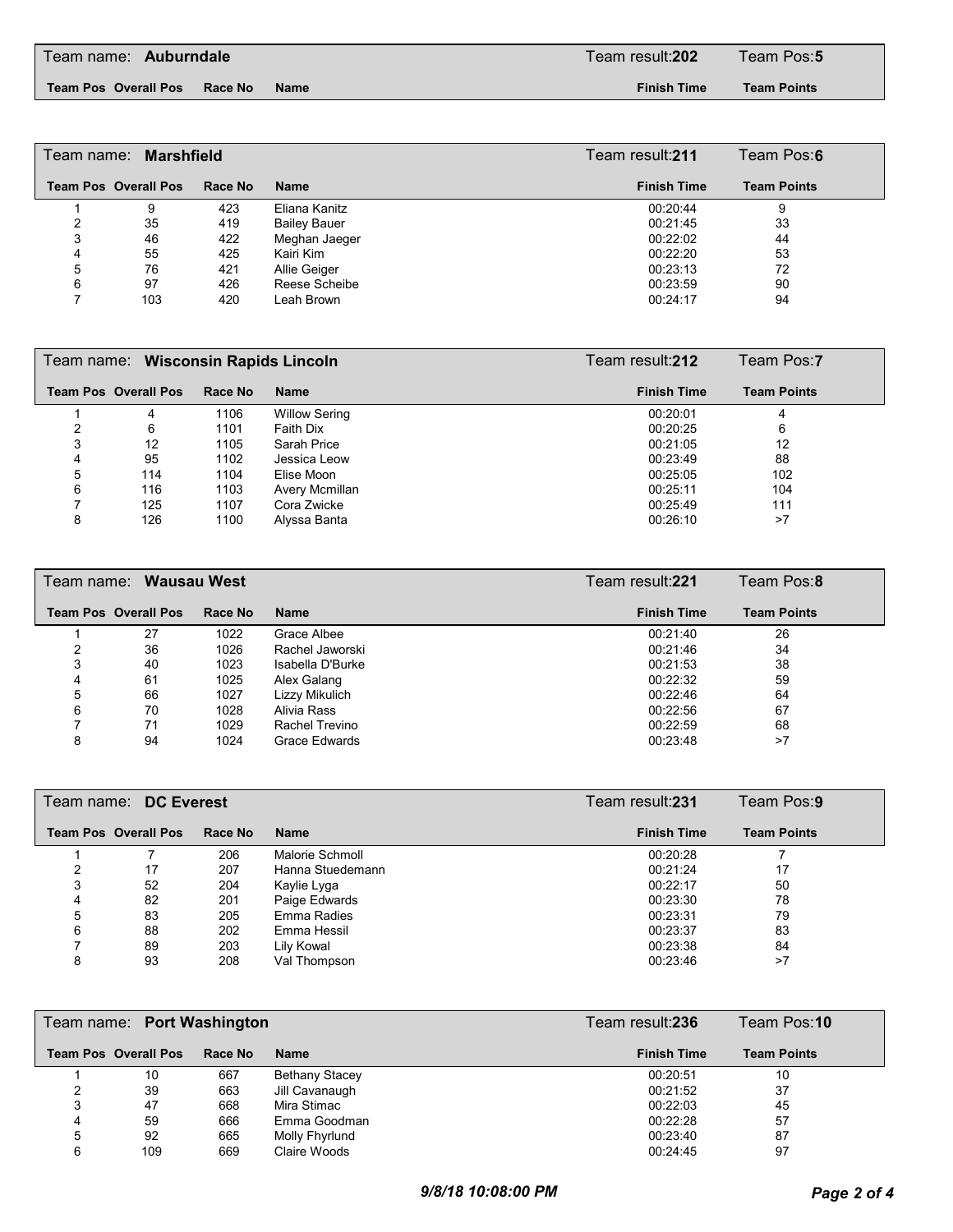**Team name: Auburndale** | Team result: **202** | Team Pos: **5**

| Team Pos | Overall Pos | Race No | Name | Finish Time | Team Points |
|---|---|---|---|---|---|

**Team name: Marshfield** | Team result: **211** | Team Pos: **6**

| Team Pos | Overall Pos | Race No | Name | Finish Time | Team Points |
|---|---|---|---|---|---|
| 1 | 9 | 423 | Eliana Kanitz | 00:20:44 | 9 |
| 2 | 35 | 419 | Bailey Bauer | 00:21:45 | 33 |
| 3 | 46 | 422 | Meghan Jaeger | 00:22:02 | 44 |
| 4 | 55 | 425 | Kairi Kim | 00:22:20 | 53 |
| 5 | 76 | 421 | Allie Geiger | 00:23:13 | 72 |
| 6 | 97 | 426 | Reese Scheibe | 00:23:59 | 90 |
| 7 | 103 | 420 | Leah Brown | 00:24:17 | 94 |

**Team name: Wisconsin Rapids Lincoln** | Team result: **212** | Team Pos: **7**

| Team Pos | Overall Pos | Race No | Name | Finish Time | Team Points |
|---|---|---|---|---|---|
| 1 | 4 | 1106 | Willow Sering | 00:20:01 | 4 |
| 2 | 6 | 1101 | Faith Dix | 00:20:25 | 6 |
| 3 | 12 | 1105 | Sarah Price | 00:21:05 | 12 |
| 4 | 95 | 1102 | Jessica Leow | 00:23:49 | 88 |
| 5 | 114 | 1104 | Elise Moon | 00:25:05 | 102 |
| 6 | 116 | 1103 | Avery Mcmillan | 00:25:11 | 104 |
| 7 | 125 | 1107 | Cora Zwicke | 00:25:49 | 111 |
| 8 | 126 | 1100 | Alyssa Banta | 00:26:10 | >7 |

**Team name: Wausau West** | Team result: **221** | Team Pos: **8**

| Team Pos | Overall Pos | Race No | Name | Finish Time | Team Points |
|---|---|---|---|---|---|
| 1 | 27 | 1022 | Grace Albee | 00:21:40 | 26 |
| 2 | 36 | 1026 | Rachel Jaworski | 00:21:46 | 34 |
| 3 | 40 | 1023 | Isabella D'Burke | 00:21:53 | 38 |
| 4 | 61 | 1025 | Alex Galang | 00:22:32 | 59 |
| 5 | 66 | 1027 | Lizzy Mikulich | 00:22:46 | 64 |
| 6 | 70 | 1028 | Alivia Rass | 00:22:56 | 67 |
| 7 | 71 | 1029 | Rachel Trevino | 00:22:59 | 68 |
| 8 | 94 | 1024 | Grace Edwards | 00:23:48 | >7 |

**Team name: DC Everest** | Team result: **231** | Team Pos: **9**

| Team Pos | Overall Pos | Race No | Name | Finish Time | Team Points |
|---|---|---|---|---|---|
| 1 | 7 | 206 | Malorie Schmoll | 00:20:28 | 7 |
| 2 | 17 | 207 | Hanna Stuedemann | 00:21:24 | 17 |
| 3 | 52 | 204 | Kaylie Lyga | 00:22:17 | 50 |
| 4 | 82 | 201 | Paige Edwards | 00:23:30 | 78 |
| 5 | 83 | 205 | Emma Radies | 00:23:31 | 79 |
| 6 | 88 | 202 | Emma Hessil | 00:23:37 | 83 |
| 7 | 89 | 203 | Lily Kowal | 00:23:38 | 84 |
| 8 | 93 | 208 | Val Thompson | 00:23:46 | >7 |

**Team name: Port Washington** | Team result: **236** | Team Pos: **10**

| Team Pos | Overall Pos | Race No | Name | Finish Time | Team Points |
|---|---|---|---|---|---|
| 1 | 10 | 667 | Bethany Stacey | 00:20:51 | 10 |
| 2 | 39 | 663 | Jill Cavanaugh | 00:21:52 | 37 |
| 3 | 47 | 668 | Mira Stimac | 00:22:03 | 45 |
| 4 | 59 | 666 | Emma Goodman | 00:22:28 | 57 |
| 5 | 92 | 665 | Molly Fhyrlund | 00:23:40 | 87 |
| 6 | 109 | 669 | Claire Woods | 00:24:45 | 97 |

*9/8/18 10:08:00 PM*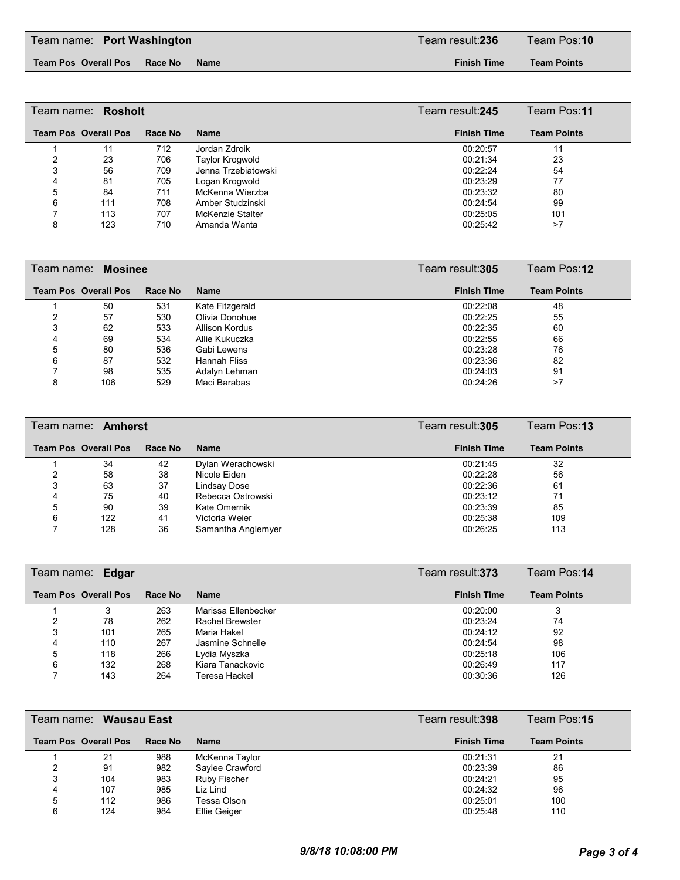## Team name: Port Washington

Team result: **236** — Team Pos: **10**

| Team Pos | Overall Pos | Race No | Name | Finish Time | Team Points |
|---|---|---|---|---|---|

## Team name: Rosholt

Team result: **245** — Team Pos: **11**

| Team Pos | Overall Pos | Race No | Name | Finish Time | Team Points |
|---|---|---|---|---|---|
| 1 | 11 | 712 | Jordan Zdroik | 00:20:57 | 11 |
| 2 | 23 | 706 | Taylor Krogwold | 00:21:34 | 23 |
| 3 | 56 | 709 | Jenna Trzebiatowski | 00:22:24 | 54 |
| 4 | 81 | 705 | Logan Krogwold | 00:23:29 | 77 |
| 5 | 84 | 711 | McKenna Wierzba | 00:23:32 | 80 |
| 6 | 111 | 708 | Amber Studzinski | 00:24:54 | 99 |
| 7 | 113 | 707 | McKenzie Stalter | 00:25:05 | 101 |
| 8 | 123 | 710 | Amanda Wanta | 00:25:42 | >7 |

## Team name: Mosinee

Team result: **305** — Team Pos: **12**

| Team Pos | Overall Pos | Race No | Name | Finish Time | Team Points |
|---|---|---|---|---|---|
| 1 | 50 | 531 | Kate Fitzgerald | 00:22:08 | 48 |
| 2 | 57 | 530 | Olivia Donohue | 00:22:25 | 55 |
| 3 | 62 | 533 | Allison Kordus | 00:22:35 | 60 |
| 4 | 69 | 534 | Allie Kukuczka | 00:22:55 | 66 |
| 5 | 80 | 536 | Gabi Lewens | 00:23:28 | 76 |
| 6 | 87 | 532 | Hannah Fliss | 00:23:36 | 82 |
| 7 | 98 | 535 | Adalyn Lehman | 00:24:03 | 91 |
| 8 | 106 | 529 | Maci Barabas | 00:24:26 | >7 |

## Team name: Amherst

Team result: **305** — Team Pos: **13**

| Team Pos | Overall Pos | Race No | Name | Finish Time | Team Points |
|---|---|---|---|---|---|
| 1 | 34 | 42 | Dylan Werachowski | 00:21:45 | 32 |
| 2 | 58 | 38 | Nicole Eiden | 00:22:28 | 56 |
| 3 | 63 | 37 | Lindsay Dose | 00:22:36 | 61 |
| 4 | 75 | 40 | Rebecca Ostrowski | 00:23:12 | 71 |
| 5 | 90 | 39 | Kate Omernik | 00:23:39 | 85 |
| 6 | 122 | 41 | Victoria Weier | 00:25:38 | 109 |
| 7 | 128 | 36 | Samantha Anglemyer | 00:26:25 | 113 |

## Team name: Edgar

Team result: **373** — Team Pos: **14**

| Team Pos | Overall Pos | Race No | Name | Finish Time | Team Points |
|---|---|---|---|---|---|
| 1 | 3 | 263 | Marissa Ellenbecker | 00:20:00 | 3 |
| 2 | 78 | 262 | Rachel Brewster | 00:23:24 | 74 |
| 3 | 101 | 265 | Maria Hakel | 00:24:12 | 92 |
| 4 | 110 | 267 | Jasmine Schnelle | 00:24:54 | 98 |
| 5 | 118 | 266 | Lydia Myszka | 00:25:18 | 106 |
| 6 | 132 | 268 | Kiara Tanackovic | 00:26:49 | 117 |
| 7 | 143 | 264 | Teresa Hackel | 00:30:36 | 126 |

## Team name: Wausau East

Team result: **398** — Team Pos: **15**

| Team Pos | Overall Pos | Race No | Name | Finish Time | Team Points |
|---|---|---|---|---|---|
| 1 | 21 | 988 | McKenna Taylor | 00:21:31 | 21 |
| 2 | 91 | 982 | Saylee Crawford | 00:23:39 | 86 |
| 3 | 104 | 983 | Ruby Fischer | 00:24:21 | 95 |
| 4 | 107 | 985 | Liz Lind | 00:24:32 | 96 |
| 5 | 112 | 986 | Tessa Olson | 00:25:01 | 100 |
| 6 | 124 | 984 | Ellie Geiger | 00:25:48 | 110 |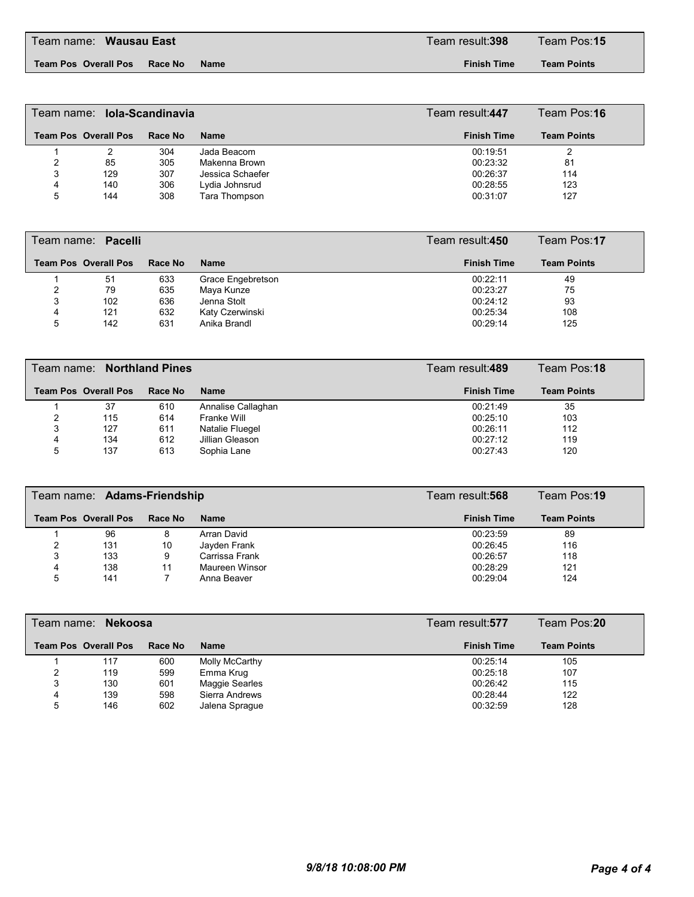Team name: **Wausau East** Team result:**398** Team Pos:**15**

| Team Pos | Overall Pos | Race No | Name | Finish Time | Team Points |
|---|---|---|---|---|---|

Team name: **Iola-Scandinavia** Team result:**447** Team Pos:**16**

| Team Pos | Overall Pos | Race No | Name | Finish Time | Team Points |
|---|---|---|---|---|---|
| 1 | 2 | 304 | Jada Beacom | 00:19:51 | 2 |
| 2 | 85 | 305 | Makenna Brown | 00:23:32 | 81 |
| 3 | 129 | 307 | Jessica Schaefer | 00:26:37 | 114 |
| 4 | 140 | 306 | Lydia Johnsrud | 00:28:55 | 123 |
| 5 | 144 | 308 | Tara Thompson | 00:31:07 | 127 |

Team name: **Pacelli** Team result:**450** Team Pos:**17**

| Team Pos | Overall Pos | Race No | Name | Finish Time | Team Points |
|---|---|---|---|---|---|
| 1 | 51 | 633 | Grace Engebretson | 00:22:11 | 49 |
| 2 | 79 | 635 | Maya Kunze | 00:23:27 | 75 |
| 3 | 102 | 636 | Jenna Stolt | 00:24:12 | 93 |
| 4 | 121 | 632 | Katy Czerwinski | 00:25:34 | 108 |
| 5 | 142 | 631 | Anika Brandl | 00:29:14 | 125 |

Team name: **Northland Pines** Team result:**489** Team Pos:**18**

| Team Pos | Overall Pos | Race No | Name | Finish Time | Team Points |
|---|---|---|---|---|---|
| 1 | 37 | 610 | Annalise Callaghan | 00:21:49 | 35 |
| 2 | 115 | 614 | Franke Will | 00:25:10 | 103 |
| 3 | 127 | 611 | Natalie Fluegel | 00:26:11 | 112 |
| 4 | 134 | 612 | Jillian Gleason | 00:27:12 | 119 |
| 5 | 137 | 613 | Sophia Lane | 00:27:43 | 120 |

Team name: **Adams-Friendship** Team result:**568** Team Pos:**19**

| Team Pos | Overall Pos | Race No | Name | Finish Time | Team Points |
|---|---|---|---|---|---|
| 1 | 96 | 8 | Arran David | 00:23:59 | 89 |
| 2 | 131 | 10 | Jayden Frank | 00:26:45 | 116 |
| 3 | 133 | 9 | Carrissa Frank | 00:26:57 | 118 |
| 4 | 138 | 11 | Maureen Winsor | 00:28:29 | 121 |
| 5 | 141 | 7 | Anna Beaver | 00:29:04 | 124 |

Team name: **Nekoosa** Team result:**577** Team Pos:**20**

| Team Pos | Overall Pos | Race No | Name | Finish Time | Team Points |
|---|---|---|---|---|---|
| 1 | 117 | 600 | Molly McCarthy | 00:25:14 | 105 |
| 2 | 119 | 599 | Emma Krug | 00:25:18 | 107 |
| 3 | 130 | 601 | Maggie Searles | 00:26:42 | 115 |
| 4 | 139 | 598 | Sierra Andrews | 00:28:44 | 122 |
| 5 | 146 | 602 | Jalena Sprague | 00:32:59 | 128 |